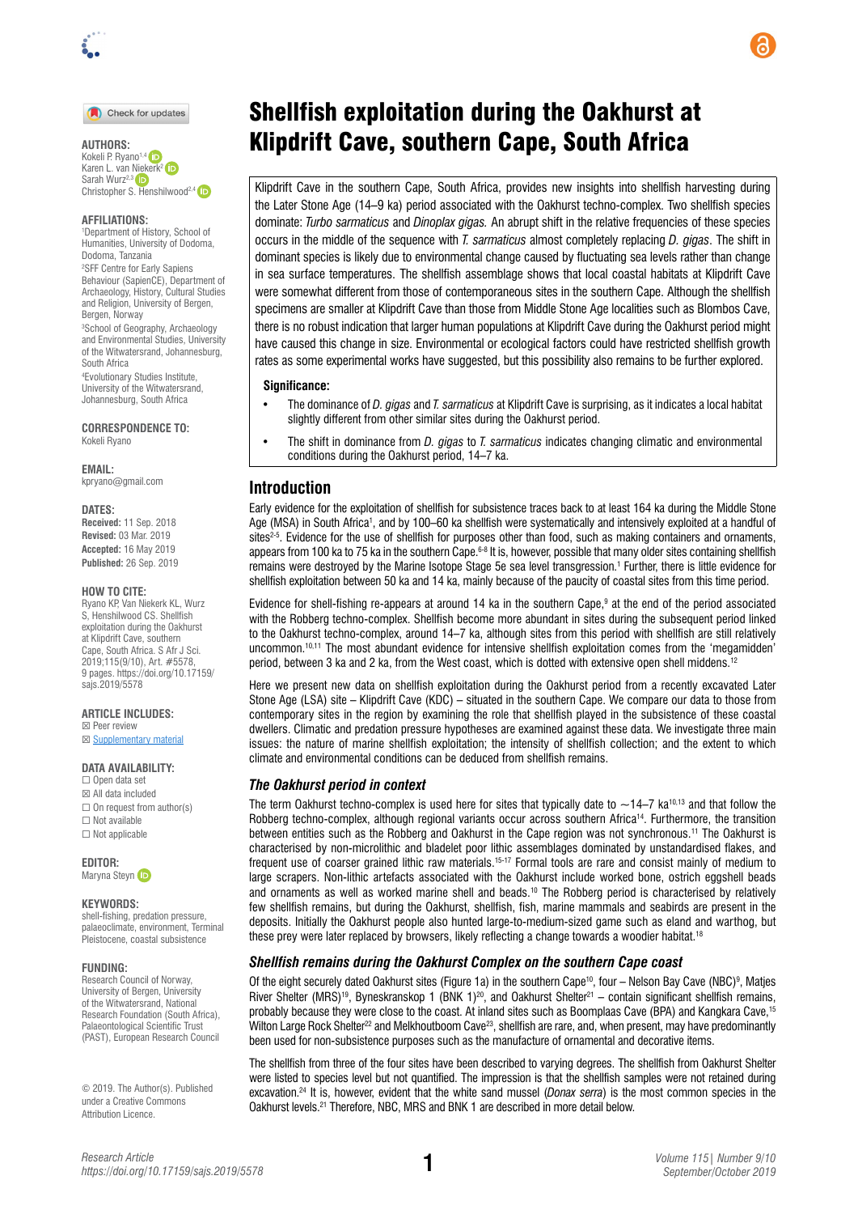# Shellfish exploitation during the Oakhurst at Klipdrift Cave, southern Cape, South Africa

**AUTHORS:**
Kokeli P. Ryano[1,4]
Karen L. van Niekerk[2]
Sarah Wurz[2,3]
Christopher S. Henshilwood[2,4]

**AFFILIATIONS:**
[1]Department of History, School of Humanities, University of Dodoma, Dodoma, Tanzania
[2]SFF Centre for Early Sapiens Behaviour (SapienCE), Department of Archaeology, History, Cultural Studies and Religion, University of Bergen, Bergen, Norway
[3]School of Geography, Archaeology and Environmental Studies, University of the Witwatersrand, Johannesburg, South Africa
[4]Evolutionary Studies Institute, University of the Witwatersrand, Johannesburg, South Africa

**CORRESPONDENCE TO:**
Kokeli Ryano

**EMAIL:**
kpryano@gmail.com

**DATES:**
**Received:** 11 Sep. 2018
**Revised:** 03 Mar. 2019
**Accepted:** 16 May 2019
**Published:** 26 Sep. 2019

**HOW TO CITE:**
Ryano KP, Van Niekerk KL, Wurz S, Henshilwood CS. Shellfish exploitation during the Oakhurst at Klipdrift Cave, southern Cape, South Africa. S Afr J Sci. 2019;115(9/10), Art. #5578, 9 pages. https://doi.org/10.17159/sajs.2019/5578

**ARTICLE INCLUDES:**
☒ Peer review
☒ Supplementary material

**DATA AVAILABILITY:**
☐ Open data set
☒ All data included
☐ On request from author(s)
☐ Not available
☐ Not applicable

**EDITOR:**
Maryna Steyn

**KEYWORDS:**
shell-fishing, predation pressure, palaeoclimate, environment, Terminal Pleistocene, coastal subsistence

**FUNDING:**
Research Council of Norway, University of Bergen, University of the Witwatersrand, National Research Foundation (South Africa), Palaeontological Scientific Trust (PAST), European Research Council

© 2019. The Author(s). Published under a Creative Commons Attribution Licence.

Klipdrift Cave in the southern Cape, South Africa, provides new insights into shellfish harvesting during the Later Stone Age (14–9 ka) period associated with the Oakhurst techno-complex. Two shellfish species dominate: *Turbo sarmaticus* and *Dinoplax gigas.* An abrupt shift in the relative frequencies of these species occurs in the middle of the sequence with *T. sarmaticus* almost completely replacing *D. gigas*. The shift in dominant species is likely due to environmental change caused by fluctuating sea levels rather than change in sea surface temperatures. The shellfish assemblage shows that local coastal habitats at Klipdrift Cave were somewhat different from those of contemporaneous sites in the southern Cape. Although the shellfish specimens are smaller at Klipdrift Cave than those from Middle Stone Age localities such as Blombos Cave, there is no robust indication that larger human populations at Klipdrift Cave during the Oakhurst period might have caused this change in size. Environmental or ecological factors could have restricted shellfish growth rates as some experimental works have suggested, but this possibility also remains to be further explored.

**Significance:**

- The dominance of *D. gigas* and *T. sarmaticus* at Klipdrift Cave is surprising, as it indicates a local habitat slightly different from other similar sites during the Oakhurst period.
- The shift in dominance from *D. gigas* to *T. sarmaticus* indicates changing climatic and environmental conditions during the Oakhurst period, 14–7 ka.

## Introduction

Early evidence for the exploitation of shellfish for subsistence traces back to at least 164 ka during the Middle Stone Age (MSA) in South Africa[1], and by 100–60 ka shellfish were systematically and intensively exploited at a handful of sites[2-5]. Evidence for the use of shellfish for purposes other than food, such as making containers and ornaments, appears from 100 ka to 75 ka in the southern Cape.[6-8] It is, however, possible that many older sites containing shellfish remains were destroyed by the Marine Isotope Stage 5e sea level transgression.[1] Further, there is little evidence for shellfish exploitation between 50 ka and 14 ka, mainly because of the paucity of coastal sites from this time period.

Evidence for shell-fishing re-appears at around 14 ka in the southern Cape,[9] at the end of the period associated with the Robberg techno-complex. Shellfish become more abundant in sites during the subsequent period linked to the Oakhurst techno-complex, around 14–7 ka, although sites from this period with shellfish are still relatively uncommon.[10,11] The most abundant evidence for intensive shellfish exploitation comes from the 'megamidden' period, between 3 ka and 2 ka, from the West coast, which is dotted with extensive open shell middens.[12]

Here we present new data on shellfish exploitation during the Oakhurst period from a recently excavated Later Stone Age (LSA) site – Klipdrift Cave (KDC) – situated in the southern Cape. We compare our data to those from contemporary sites in the region by examining the role that shellfish played in the subsistence of these coastal dwellers. Climatic and predation pressure hypotheses are examined against these data. We investigate three main issues: the nature of marine shellfish exploitation; the intensity of shellfish collection; and the extent to which climate and environmental conditions can be deduced from shellfish remains.

### The Oakhurst period in context

The term Oakhurst techno-complex is used here for sites that typically date to ~14–7 ka[10,13] and that follow the Robberg techno-complex, although regional variants occur across southern Africa[14]. Furthermore, the transition between entities such as the Robberg and Oakhurst in the Cape region was not synchronous.[11] The Oakhurst is characterised by non-microlithic and bladelet poor lithic assemblages dominated by unstandardised flakes, and frequent use of coarser grained lithic raw materials.[15-17] Formal tools are rare and consist mainly of medium to large scrapers. Non-lithic artefacts associated with the Oakhurst include worked bone, ostrich eggshell beads and ornaments as well as worked marine shell and beads.[10] The Robberg period is characterised by relatively few shellfish remains, but during the Oakhurst, shellfish, fish, marine mammals and seabirds are present in the deposits. Initially the Oakhurst people also hunted large-to-medium-sized game such as eland and warthog, but these prey were later replaced by browsers, likely reflecting a change towards a woodier habitat.[18]

### Shellfish remains during the Oakhurst Complex on the southern Cape coast

Of the eight securely dated Oakhurst sites (Figure 1a) in the southern Cape[10], four – Nelson Bay Cave (NBC)[9], Matjes River Shelter (MRS)[19], Byneskranskop 1 (BNK 1)[20], and Oakhurst Shelter[21] – contain significant shellfish remains, probably because they were close to the coast. At inland sites such as Boomplaas Cave (BPA) and Kangkara Cave,[15] Wilton Large Rock Shelter[22] and Melkhoutboom Cave[23], shellfish are rare, and, when present, may have predominantly been used for non-subsistence purposes such as the manufacture of ornamental and decorative items.

The shellfish from three of the four sites have been described to varying degrees. The shellfish from Oakhurst Shelter were listed to species level but not quantified. The impression is that the shellfish samples were not retained during excavation.[24] It is, however, evident that the white sand mussel (*Donax serra*) is the most common species in the Oakhurst levels.[21] Therefore, NBC, MRS and BNK 1 are described in more detail below.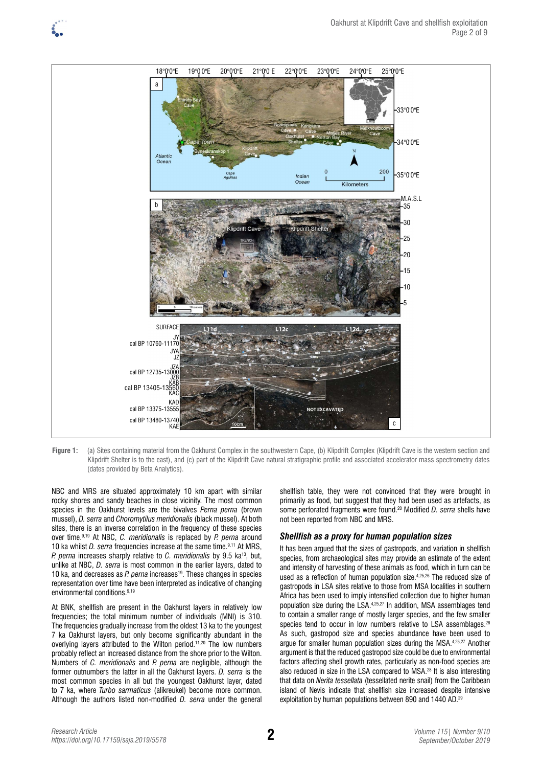18°0'0"E 19°0'0"E 20°0'0"E 21°0'0"E 22°0'0"E 23°0'0"E 24°0'0"E 25°0'0"E

a

Elands Bay Cave

Cape Town

Byneskranskop 1

Atlantic Ocean

Cape Agulhas

Klipdrift Cave

Boomplaas Cave

Kangkara Cave

Oakhurst Shelter

Nelson Bay Cave

Matjes River Cave

Melkhoutboom Cave

Indian Ocean

N

0 200 Kilometers

33°0'0"S

34°0'0"S

35°0'0"S

b

M.A.S.L

35 30 25 20 15 10 5

Klipdrift Cave

Klipdrift Shelter

TRENCH

0 5 10 meters

SURFACE

L11d L12c L12d

JY
cal BP 10760-11170
JYA
JZ
JZA
cal BP 12735-13000
JZB
KAB
cal BP 13405-13560
KAC
KAD
cal BP 13375-13555
cal BP 13480-13740
KAE

NOT EXCAVATED

10cm

c

**Figure 1:** (a) Sites containing material from the Oakhurst Complex in the southwestern Cape, (b) Klipdrift Complex (Klipdrift Cave is the western section and Klipdrift Shelter is to the east), and (c) part of the Klipdrift Cave natural stratigraphic profile and associated accelerator mass spectrometry dates (dates provided by Beta Analytics).

NBC and MRS are situated approximately 10 km apart with similar rocky shores and sandy beaches in close vicinity. The most common species in the Oakhurst levels are the bivalves *Perna perna* (brown mussel), *D. serra* and *Choromytilus meridionalis* (black mussel). At both sites, there is an inverse correlation in the frequency of these species over time.[9,19] At NBC, *C. meridionalis* is replaced by *P. perna* around 10 ka whilst *D. serra* frequencies increase at the same time.[9,11] At MRS, *P. perna* increases sharply relative to *C. meridionalis* by 9.5 ka[13], but, unlike at NBC, *D. serra* is most common in the earlier layers, dated to 10 ka, and decreases as *P. perna* increases[19]. These changes in species representation over time have been interpreted as indicative of changing environmental conditions.[9,19]

At BNK, shellfish are present in the Oakhurst layers in relatively low frequencies; the total minimum number of individuals (MNI) is 310. The frequencies gradually increase from the oldest 13 ka to the youngest 7 ka Oakhurst layers, but only become significantly abundant in the overlying layers attributed to the Wilton period.[11,20] The low numbers probably reflect an increased distance from the shore prior to the Wilton. Numbers of *C. meridionalis* and *P. perna* are negligible, although the former outnumbers the latter in all the Oakhurst layers. *D. serra* is the most common species in all but the youngest Oakhurst layer, dated to 7 ka, where *Turbo sarmaticus* (alikreukel) become more common. Although the authors listed non-modified *D. serra* under the general shellfish table, they were not convinced that they were brought in primarily as food, but suggest that they had been used as artefacts, as some perforated fragments were found.[20] Modified *D. serra* shells have not been reported from NBC and MRS.

### Shellfish as a proxy for human population sizes

It has been argued that the sizes of gastropods, and variation in shellfish species, from archaeological sites may provide an estimate of the extent and intensity of harvesting of these animals as food, which in turn can be used as a reflection of human population size.[4,25,26] The reduced size of gastropods in LSA sites relative to those from MSA localities in southern Africa has been used to imply intensified collection due to higher human population size during the LSA.[4,25,27] In addition, MSA assemblages tend to contain a smaller range of mostly larger species, and the few smaller species tend to occur in low numbers relative to LSA assemblages.[26] As such, gastropod size and species abundance have been used to argue for smaller human population sizes during the MSA.[4,25,27] Another argument is that the reduced gastropod size could be due to environmental factors affecting shell growth rates, particularly as non-food species are also reduced in size in the LSA compared to MSA.[28] It is also interesting that data on *Nerita tessellata* (tessellated nerite snail) from the Caribbean island of Nevis indicate that shellfish size increased despite intensive exploitation by human populations between 890 and 1440 AD.[29]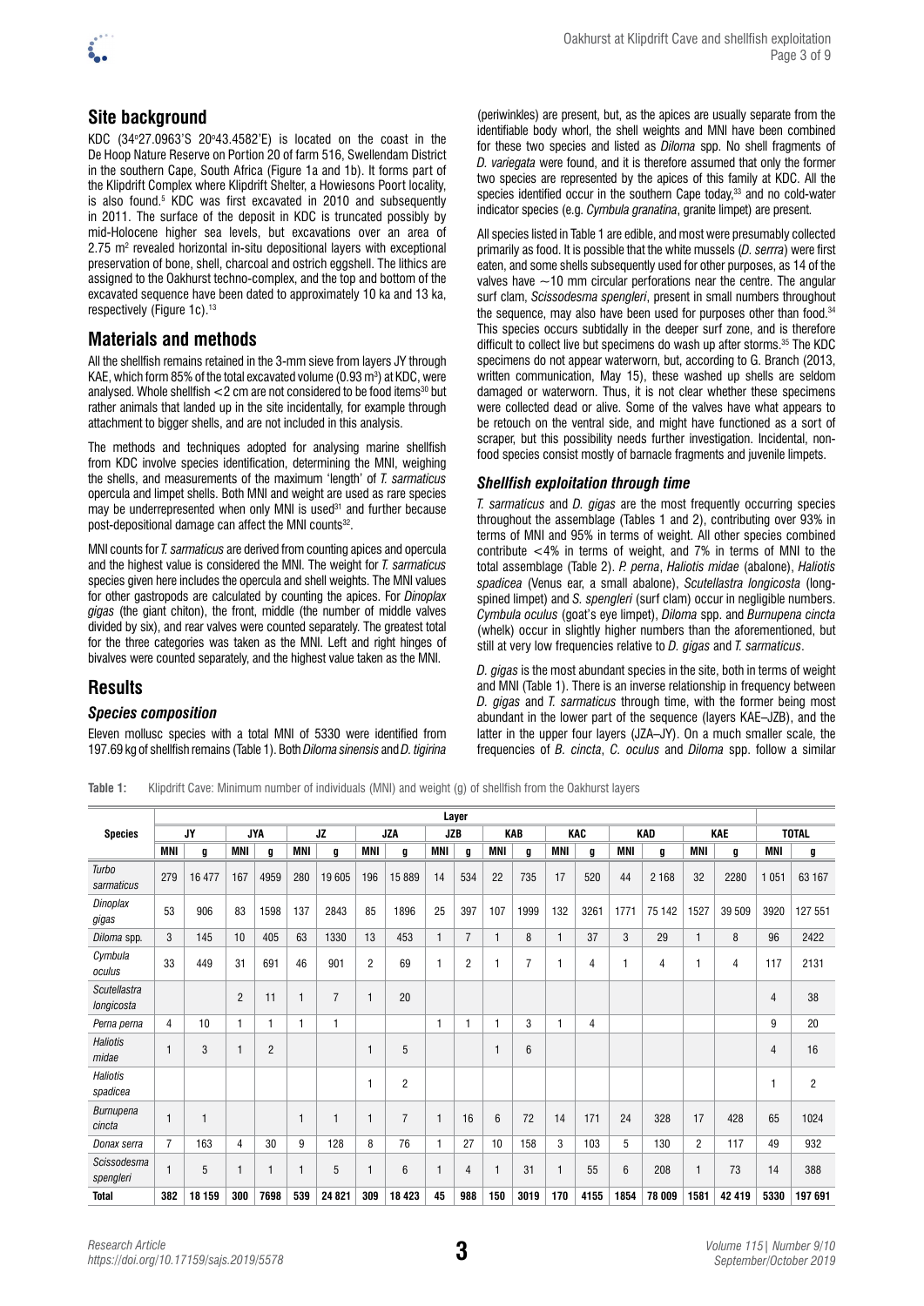## Site background

KDC (34°27.0963'S 20°43.4582'E) is located on the coast in the De Hoop Nature Reserve on Portion 20 of farm 516, Swellendam District in the southern Cape, South Africa (Figure 1a and 1b). It forms part of the Klipdrift Complex where Klipdrift Shelter, a Howiesons Poort locality, is also found.[5] KDC was first excavated in 2010 and subsequently in 2011. The surface of the deposit in KDC is truncated possibly by mid-Holocene higher sea levels, but excavations over an area of 2.75 m² revealed horizontal in-situ depositional layers with exceptional preservation of bone, shell, charcoal and ostrich eggshell. The lithics are assigned to the Oakhurst techno-complex, and the top and bottom of the excavated sequence have been dated to approximately 10 ka and 13 ka, respectively (Figure 1c).[13]

## Materials and methods

All the shellfish remains retained in the 3-mm sieve from layers JY through KAE, which form 85% of the total excavated volume (0.93 m³) at KDC, were analysed. Whole shellfish <2 cm are not considered to be food items[30] but rather animals that landed up in the site incidentally, for example through attachment to bigger shells, and are not included in this analysis.

The methods and techniques adopted for analysing marine shellfish from KDC involve species identification, determining the MNI, weighing the shells, and measurements of the maximum 'length' of *T. sarmaticus* opercula and limpet shells. Both MNI and weight are used as rare species may be underrepresented when only MNI is used[31] and further because post-depositional damage can affect the MNI counts[32].

MNI counts for *T. sarmaticus* are derived from counting apices and opercula and the highest value is considered the MNI. The weight for *T. sarmaticus* species given here includes the opercula and shell weights. The MNI values for other gastropods are calculated by counting the apices. For *Dinoplax gigas* (the giant chiton), the front, middle (the number of middle valves divided by six), and rear valves were counted separately. The greatest total for the three categories was taken as the MNI. Left and right hinges of bivalves were counted separately, and the highest value taken as the MNI.

## Results

### Species composition

Eleven mollusc species with a total MNI of 5330 were identified from 197.69 kg of shellfish remains (Table 1). Both *Diloma sinensis* and *D. tigirina* (periwinkles) are present, but, as the apices are usually separate from the identifiable body whorl, the shell weights and MNI have been combined for these two species and listed as *Diloma* spp. No shell fragments of *D. variegata* were found, and it is therefore assumed that only the former two species are represented by the apices of this family at KDC. All the species identified occur in the southern Cape today,[33] and no cold-water indicator species (e.g. *Cymbula granatina*, granite limpet) are present.

All species listed in Table 1 are edible, and most were presumably collected primarily as food. It is possible that the white mussels (*D. serrra*) were first eaten, and some shells subsequently used for other purposes, as 14 of the valves have ~10 mm circular perforations near the centre. The angular surf clam, *Scissodesma spengleri*, present in small numbers throughout the sequence, may also have been used for purposes other than food.[34] This species occurs subtidally in the deeper surf zone, and is therefore difficult to collect live but specimens do wash up after storms.[35] The KDC specimens do not appear waterworn, but, according to G. Branch (2013, written communication, May 15), these washed up shells are seldom damaged or waterworn. Thus, it is not clear whether these specimens were collected dead or alive. Some of the valves have what appears to be retouch on the ventral side, and might have functioned as a sort of scraper, but this possibility needs further investigation. Incidental, non-food species consist mostly of barnacle fragments and juvenile limpets.

### Shellfish exploitation through time

*T. sarmaticus* and *D. gigas* are the most frequently occurring species throughout the assemblage (Tables 1 and 2), contributing over 93% in terms of MNI and 95% in terms of weight. All other species combined contribute <4% in terms of weight, and 7% in terms of MNI to the total assemblage (Table 2). *P. perna*, *Haliotis midae* (abalone), *Haliotis spadicea* (Venus ear, a small abalone), *Scutellastra longicosta* (long-spined limpet) and *S. spengleri* (surf clam) occur in negligible numbers. *Cymbula oculus* (goat's eye limpet), *Diloma* spp. and *Burnupena cincta* (whelk) occur in slightly higher numbers than the aforementioned, but still at very low frequencies relative to *D. gigas* and *T. sarmaticus*.

*D. gigas* is the most abundant species in the site, both in terms of weight and MNI (Table 1). There is an inverse relationship in frequency between *D. gigas* and *T. sarmaticus* through time, with the former being most abundant in the lower part of the sequence (layers KAE–JZB), and the latter in the upper four layers (JZA–JY). On a much smaller scale, the frequencies of *B. cincta*, *C. oculus* and *Diloma* spp. follow a similar

**Table 1:** Klipdrift Cave: Minimum number of individuals (MNI) and weight (g) of shellfish from the Oakhurst layers

| Species | Layer | | | | | | | | | | | | | | | | | | Total | |
|---|---|---|---|---|---|---|---|---|---|---|---|---|---|---|---|---|---|---|---|---|
| | JY | | JYA | | JZ | | JZA | | JZB | | KAB | | KAC | | KAD | | KAE | | | |
| | MNI | g | MNI | g | MNI | g | MNI | g | MNI | g | MNI | g | MNI | g | MNI | g | MNI | g | MNI | g |
| *Turbo sarmaticus* | 279 | 16 477 | 167 | 4959 | 280 | 19 605 | 196 | 15 889 | 14 | 534 | 22 | 735 | 17 | 520 | 44 | 2 168 | 32 | 2280 | 1 051 | 63 167 |
| *Dinoplax gigas* | 53 | 906 | 83 | 1598 | 137 | 2843 | 85 | 1896 | 25 | 397 | 107 | 1999 | 132 | 3261 | 1771 | 75 142 | 1527 | 39 509 | 3920 | 127 551 |
| *Diloma* spp. | 3 | 145 | 10 | 405 | 63 | 1330 | 13 | 453 | 1 | 7 | 1 | 8 | 1 | 37 | 3 | 29 | 1 | 8 | 96 | 2422 |
| *Cymbula oculus* | 33 | 449 | 31 | 691 | 46 | 901 | 2 | 69 | 1 | 2 | 1 | 7 | 1 | 4 | 1 | 4 | 1 | 4 | 117 | 2131 |
| *Scutellastra longicosta* | | | 2 | 11 | 1 | 7 | 1 | 20 | | | | | | | | | | | 4 | 38 |
| *Perna perna* | 4 | 10 | 1 | 1 | 1 | 1 | | | 1 | 1 | 1 | 3 | 1 | 4 | | | | | 9 | 20 |
| *Haliotis midae* | 1 | 3 | 1 | 2 | | | 1 | 5 | | | 1 | 6 | | | | | | | 4 | 16 |
| *Haliotis spadicea* | | | | | | | 1 | 2 | | | | | | | | | | | 1 | 2 |
| *Burnupena cincta* | 1 | 1 | | | 1 | 1 | 1 | 7 | 1 | 16 | 6 | 72 | 14 | 171 | 24 | 328 | 17 | 428 | 65 | 1024 |
| *Donax serra* | 7 | 163 | 4 | 30 | 9 | 128 | 8 | 76 | 1 | 27 | 10 | 158 | 3 | 103 | 5 | 130 | 2 | 117 | 49 | 932 |
| *Scissodesma spengleri* | 1 | 5 | 1 | 1 | 1 | 5 | 1 | 6 | 1 | 4 | 1 | 31 | 1 | 55 | 6 | 208 | 1 | 73 | 14 | 388 |
| **Total** | **382** | **18 159** | **300** | **7698** | **539** | **24 821** | **309** | **18 423** | **45** | **988** | **150** | **3019** | **170** | **4155** | **1854** | **78 009** | **1581** | **42 419** | **5330** | **197 691** |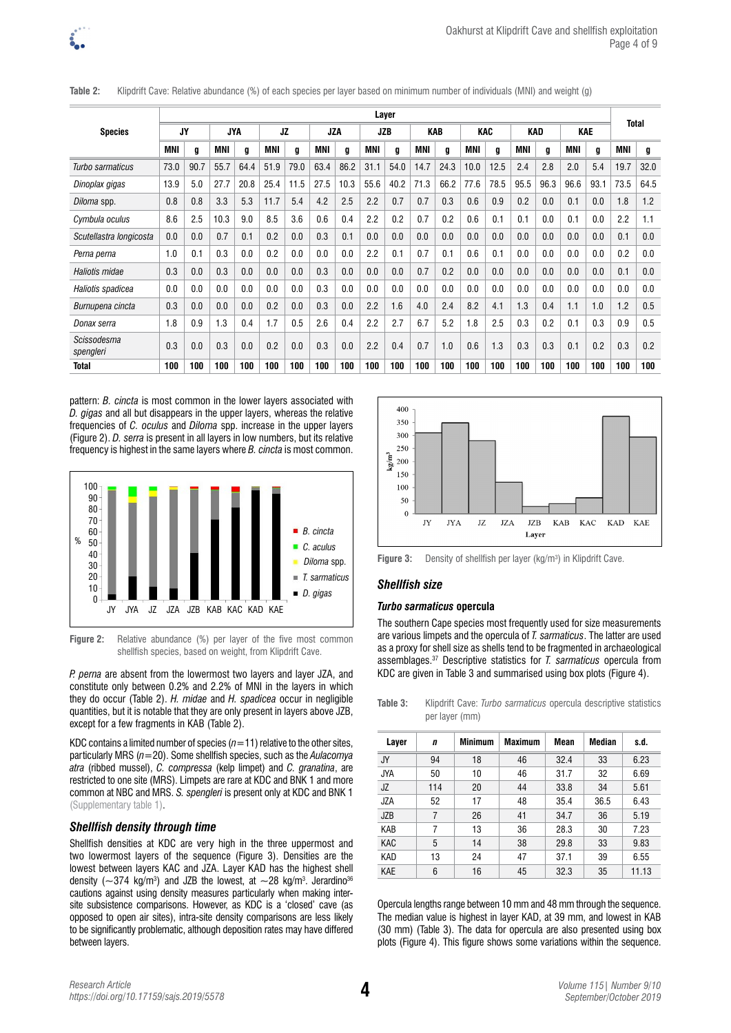**Table 2:** Klipdrift Cave: Relative abundance (%) of each species per layer based on minimum number of individuals (MNI) and weight (g)

| Species | Layer | | | | | | | | | | | | | | | | | | Total | |
|---|---|---|---|---|---|---|---|---|---|---|---|---|---|---|---|---|---|---|---|---|
| | JY | | JYA | | JZ | | JZA | | JZB | | KAB | | KAC | | KAD | | KAE | | | |
| | MNI | g | MNI | g | MNI | g | MNI | g | MNI | g | MNI | g | MNI | g | MNI | g | MNI | g | MNI | g |
| *Turbo sarmaticus* | 73.0 | 90.7 | 55.7 | 64.4 | 51.9 | 79.0 | 63.4 | 86.2 | 31.1 | 54.0 | 14.7 | 24.3 | 10.0 | 12.5 | 2.4 | 2.8 | 2.0 | 5.4 | 19.7 | 32.0 |
| *Dinoplax gigas* | 13.9 | 5.0 | 27.7 | 20.8 | 25.4 | 11.5 | 27.5 | 10.3 | 55.6 | 40.2 | 71.3 | 66.2 | 77.6 | 78.5 | 95.5 | 96.3 | 96.6 | 93.1 | 73.5 | 64.5 |
| *Diloma* spp. | 0.8 | 0.8 | 3.3 | 5.3 | 11.7 | 5.4 | 4.2 | 2.5 | 2.2 | 0.7 | 0.7 | 0.3 | 0.6 | 0.9 | 0.2 | 0.0 | 0.1 | 0.0 | 1.8 | 1.2 |
| *Cymbula oculus* | 8.6 | 2.5 | 10.3 | 9.0 | 8.5 | 3.6 | 0.6 | 0.4 | 2.2 | 0.2 | 0.7 | 0.2 | 0.6 | 0.1 | 0.1 | 0.0 | 0.1 | 0.0 | 2.2 | 1.1 |
| *Scutellastra longicosta* | 0.0 | 0.0 | 0.7 | 0.1 | 0.2 | 0.0 | 0.3 | 0.1 | 0.0 | 0.0 | 0.0 | 0.0 | 0.0 | 0.0 | 0.0 | 0.0 | 0.0 | 0.0 | 0.1 | 0.0 |
| *Perna perna* | 1.0 | 0.1 | 0.3 | 0.0 | 0.2 | 0.0 | 0.0 | 0.0 | 2.2 | 0.1 | 0.7 | 0.1 | 0.6 | 0.1 | 0.0 | 0.0 | 0.0 | 0.0 | 0.2 | 0.0 |
| *Haliotis midae* | 0.3 | 0.0 | 0.3 | 0.0 | 0.0 | 0.0 | 0.3 | 0.0 | 0.0 | 0.0 | 0.7 | 0.2 | 0.0 | 0.0 | 0.0 | 0.0 | 0.0 | 0.0 | 0.1 | 0.0 |
| *Haliotis spadicea* | 0.0 | 0.0 | 0.0 | 0.0 | 0.0 | 0.0 | 0.3 | 0.0 | 0.0 | 0.0 | 0.0 | 0.0 | 0.0 | 0.0 | 0.0 | 0.0 | 0.0 | 0.0 | 0.0 | 0.0 |
| *Burnupena cincta* | 0.3 | 0.0 | 0.0 | 0.0 | 0.2 | 0.0 | 0.3 | 0.0 | 2.2 | 1.6 | 4.0 | 2.4 | 8.2 | 4.1 | 1.3 | 0.4 | 1.1 | 1.0 | 1.2 | 0.5 |
| *Donax serra* | 1.8 | 0.9 | 1.3 | 0.4 | 1.7 | 0.5 | 2.6 | 0.4 | 2.2 | 2.7 | 6.7 | 5.2 | 1.8 | 2.5 | 0.3 | 0.2 | 0.1 | 0.3 | 0.9 | 0.5 |
| *Scissodesma spengleri* | 0.3 | 0.0 | 0.3 | 0.0 | 0.2 | 0.0 | 0.3 | 0.0 | 2.2 | 0.4 | 0.7 | 1.0 | 0.6 | 1.3 | 0.3 | 0.3 | 0.1 | 0.2 | 0.3 | 0.2 |
| **Total** | **100** | **100** | **100** | **100** | **100** | **100** | **100** | **100** | **100** | **100** | **100** | **100** | **100** | **100** | **100** | **100** | **100** | **100** | **100** | **100** |

pattern: *B. cincta* is most common in the lower layers associated with *D. gigas* and all but disappears in the upper layers, whereas the relative frequencies of *C. oculus* and *Diloma* spp. increase in the upper layers (Figure 2). *D. serra* is present in all layers in low numbers, but its relative frequency is highest in the same layers where *B. cincta* is most common.

100
90
80
70
60
50
40
30
20
10
0
%
JY JYA JZ JZA JZB KAB KAC KAD KAE
*B. cincta*
*C. aculus*
*Diloma* spp.
*T. sarmaticus*
*D. gigas*

**Figure 2:** Relative abundance (%) per layer of the five most common shellfish species, based on weight, from Klipdrift Cave.

*P. perna* are absent from the lowermost two layers and layer JZA, and constitute only between 0.2% and 2.2% of MNI in the layers in which they do occur (Table 2). *H. midae* and *H. spadicea* occur in negligible quantities, but it is notable that they are only present in layers above JZB, except for a few fragments in KAB (Table 2).

KDC contains a limited number of species ($n$=11) relative to the other sites, particularly MRS ($n$=20). Some shellfish species, such as the *Aulacomya atra* (ribbed mussel), *C. compressa* (kelp limpet) and *C. granatina*, are restricted to one site (MRS). Limpets are rare at KDC and BNK 1 and more common at NBC and MRS. *S. spengleri* is present only at KDC and BNK 1 (Supplementary table 1).

## *Shellfish density through time*

Shellfish densities at KDC are very high in the three uppermost and two lowermost layers of the sequence (Figure 3). Densities are the lowest between layers KAC and JZA. Layer KAD has the highest shell density (~374 kg/m³) and JZB the lowest, at ~28 kg/m³. Jerardino[36] cautions against using density measures particularly when making inter-site subsistence comparisons. However, as KDC is a 'closed' cave (as opposed to open air sites), intra-site density comparisons are less likely to be significantly problematic, although deposition rates may have differed between layers.

400
350
300
250
200
150
100
50
0
kg/m³
JY JYA JZ JZA JZB KAB KAC KAD KAE
Layer

**Figure 3:** Density of shellfish per layer (kg/m³) in Klipdrift Cave.

## *Shellfish size*

### *Turbo sarmaticus* opercula

The southern Cape species most frequently used for size measurements are various limpets and the opercula of *T. sarmaticus*. The latter are used as a proxy for shell size as shells tend to be fragmented in archaeological assemblages.[37] Descriptive statistics for *T. sarmaticus* opercula from KDC are given in Table 3 and summarised using box plots (Figure 4).

**Table 3:** Klipdrift Cave: *Turbo sarmaticus* opercula descriptive statistics per layer (mm)

| Layer | *n* | Minimum | Maximum | Mean | Median | s.d. |
|---|---|---|---|---|---|---|
| JY | 94 | 18 | 46 | 32.4 | 33 | 6.23 |
| JYA | 50 | 10 | 46 | 31.7 | 32 | 6.69 |
| JZ | 114 | 20 | 44 | 33.8 | 34 | 5.61 |
| JZA | 52 | 17 | 48 | 35.4 | 36.5 | 6.43 |
| JZB | 7 | 26 | 41 | 34.7 | 36 | 5.19 |
| KAB | 7 | 13 | 36 | 28.3 | 30 | 7.23 |
| KAC | 5 | 14 | 38 | 29.8 | 33 | 9.83 |
| KAD | 13 | 24 | 47 | 37.1 | 39 | 6.55 |
| KAE | 6 | 16 | 45 | 32.3 | 35 | 11.13 |

Opercula lengths range between 10 mm and 48 mm through the sequence. The median value is highest in layer KAD, at 39 mm, and lowest in KAB (30 mm) (Table 3). The data for opercula are also presented using box plots (Figure 4). This figure shows some variations within the sequence.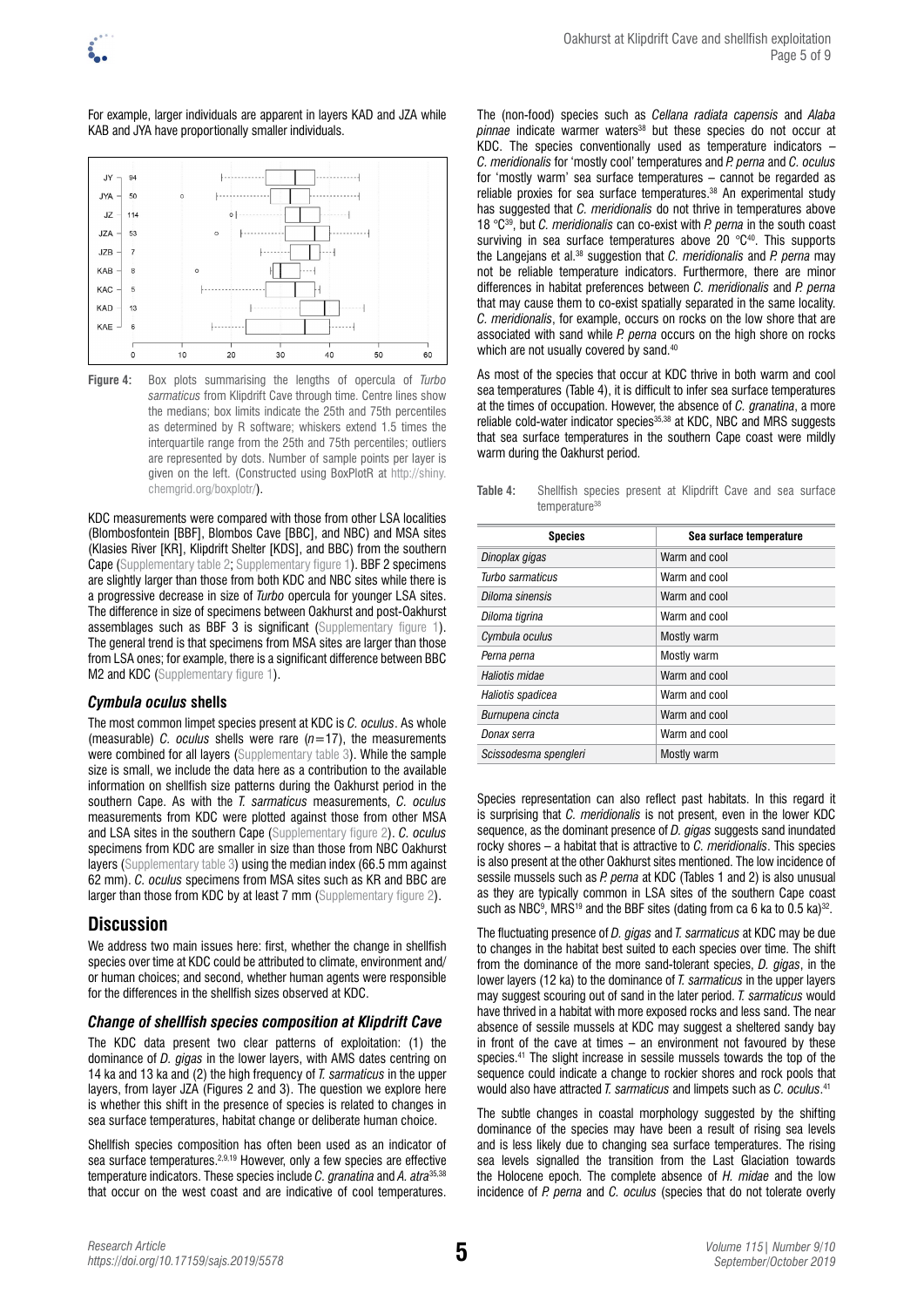For example, larger individuals are apparent in layers KAD and JZA while KAB and JYA have proportionally smaller individuals.

JY 94
JYA 50
JZ 114
JZA 53
JZB 7
KAB 8
KAC 5
KAD 13
KAE 6
0 10 20 30 40 50 60

**Figure 4:** Box plots summarising the lengths of opercula of *Turbo sarmaticus* from Klipdrift Cave through time. Centre lines show the medians; box limits indicate the 25th and 75th percentiles as determined by R software; whiskers extend 1.5 times the interquartile range from the 25th and 75th percentiles; outliers are represented by dots. Number of sample points per layer is given on the left. (Constructed using BoxPlotR at http://shiny.chemgrid.org/boxplotr/).

KDC measurements were compared with those from other LSA localities (Blombosfontein [BBF], Blombos Cave [BBC], and NBC) and MSA sites (Klasies River [KR], Klipdrift Shelter [KDS], and BBC) from the southern Cape (Supplementary table 2; Supplementary figure 1). BBF 2 specimens are slightly larger than those from both KDC and NBC sites while there is a progressive decrease in size of *Turbo* opercula for younger LSA sites. The difference in size of specimens between Oakhurst and post-Oakhurst assemblages such as BBF 3 is significant (Supplementary figure 1). The general trend is that specimens from MSA sites are larger than those from LSA ones; for example, there is a significant difference between BBC M2 and KDC (Supplementary figure 1).

### *Cymbula oculus* shells

The most common limpet species present at KDC is *C. oculus*. As whole (measurable) *C. oculus* shells were rare ($n=17$), the measurements were combined for all layers (Supplementary table 3). While the sample size is small, we include the data here as a contribution to the available information on shellfish size patterns during the Oakhurst period in the southern Cape. As with the *T. sarmaticus* measurements, *C. oculus* measurements from KDC were plotted against those from other MSA and LSA sites in the southern Cape (Supplementary figure 2). *C. oculus* specimens from KDC are smaller in size than those from NBC Oakhurst layers (Supplementary table 3) using the median index (66.5 mm against 62 mm). *C. oculus* specimens from MSA sites such as KR and BBC are larger than those from KDC by at least 7 mm (Supplementary figure 2).

## Discussion

We address two main issues here: first, whether the change in shellfish species over time at KDC could be attributed to climate, environment and/or human choices; and second, whether human agents were responsible for the differences in the shellfish sizes observed at KDC.

### *Change of shellfish species composition at Klipdrift Cave*

The KDC data present two clear patterns of exploitation: (1) the dominance of *D. gigas* in the lower layers, with AMS dates centring on 14 ka and 13 ka and (2) the high frequency of *T. sarmaticus* in the upper layers, from layer JZA (Figures 2 and 3). The question we explore here is whether this shift in the presence of species is related to changes in sea surface temperatures, habitat change or deliberate human choice.

Shellfish species composition has often been used as an indicator of sea surface temperatures.[2,9,19] However, only a few species are effective temperature indicators. These species include *C. granatina* and *A. atra*[35,38] that occur on the west coast and are indicative of cool temperatures. The (non-food) species such as *Cellana radiata capensis* and *Alaba pinnae* indicate warmer waters[38] but these species do not occur at KDC. The species conventionally used as temperature indicators – *C. meridionalis* for 'mostly cool' temperatures and *P. perna* and *C. oculus* for 'mostly warm' sea surface temperatures – cannot be regarded as reliable proxies for sea surface temperatures.[38] An experimental study has suggested that *C. meridionalis* do not thrive in temperatures above 18 °C[39], but *C. meridionalis* can co-exist with *P. perna* in the south coast surviving in sea surface temperatures above 20 °C[40]. This supports the Langejans et al.[38] suggestion that *C. meridionalis* and *P. perna* may not be reliable temperature indicators. Furthermore, there are minor differences in habitat preferences between *C. meridionalis* and *P. perna* that may cause them to co-exist spatially separated in the same locality. *C. meridionalis*, for example, occurs on rocks on the low shore that are associated with sand while *P. perna* occurs on the high shore on rocks which are not usually covered by sand.[40]

As most of the species that occur at KDC thrive in both warm and cool sea temperatures (Table 4), it is difficult to infer sea surface temperatures at the times of occupation. However, the absence of *C. granatina*, a more reliable cold-water indicator species[35,38] at KDC, NBC and MRS suggests that sea surface temperatures in the southern Cape coast were mildly warm during the Oakhurst period.

**Table 4:** Shellfish species present at Klipdrift Cave and sea surface temperature[38]

| Species | Sea surface temperature |
|---|---|
| *Dinoplax gigas* | Warm and cool |
| *Turbo sarmaticus* | Warm and cool |
| *Diloma sinensis* | Warm and cool |
| *Diloma tigrina* | Warm and cool |
| *Cymbula oculus* | Mostly warm |
| *Perna perna* | Mostly warm |
| *Haliotis midae* | Warm and cool |
| *Haliotis spadicea* | Warm and cool |
| *Burnupena cincta* | Warm and cool |
| *Donax serra* | Warm and cool |
| *Scissodesma spengleri* | Mostly warm |

Species representation can also reflect past habitats. In this regard it is surprising that *C. meridionalis* is not present, even in the lower KDC sequence, as the dominant presence of *D. gigas* suggests sand inundated rocky shores – a habitat that is attractive to *C. meridionalis*. This species is also present at the other Oakhurst sites mentioned. The low incidence of sessile mussels such as *P. perna* at KDC (Tables 1 and 2) is also unusual as they are typically common in LSA sites of the southern Cape coast such as NBC[9], MRS[19] and the BBF sites (dating from ca 6 ka to 0.5 ka)[32].

The fluctuating presence of *D. gigas* and *T. sarmaticus* at KDC may be due to changes in the habitat best suited to each species over time. The shift from the dominance of the more sand-tolerant species, *D. gigas*, in the lower layers (12 ka) to the dominance of *T. sarmaticus* in the upper layers may suggest scouring out of sand in the later period. *T. sarmaticus* would have thrived in a habitat with more exposed rocks and less sand. The near absence of sessile mussels at KDC may suggest a sheltered sandy bay in front of the cave at times – an environment not favoured by these species.[41] The slight increase in sessile mussels towards the top of the sequence could indicate a change to rockier shores and rock pools that would also have attracted *T. sarmaticus* and limpets such as *C. oculus*.[41]

The subtle changes in coastal morphology suggested by the shifting dominance of the species may have been a result of rising sea levels and is less likely due to changing sea surface temperatures. The rising sea levels signalled the transition from the Last Glaciation towards the Holocene epoch. The complete absence of *H. midae* and the low incidence of *P. perna* and *C. oculus* (species that do not tolerate overly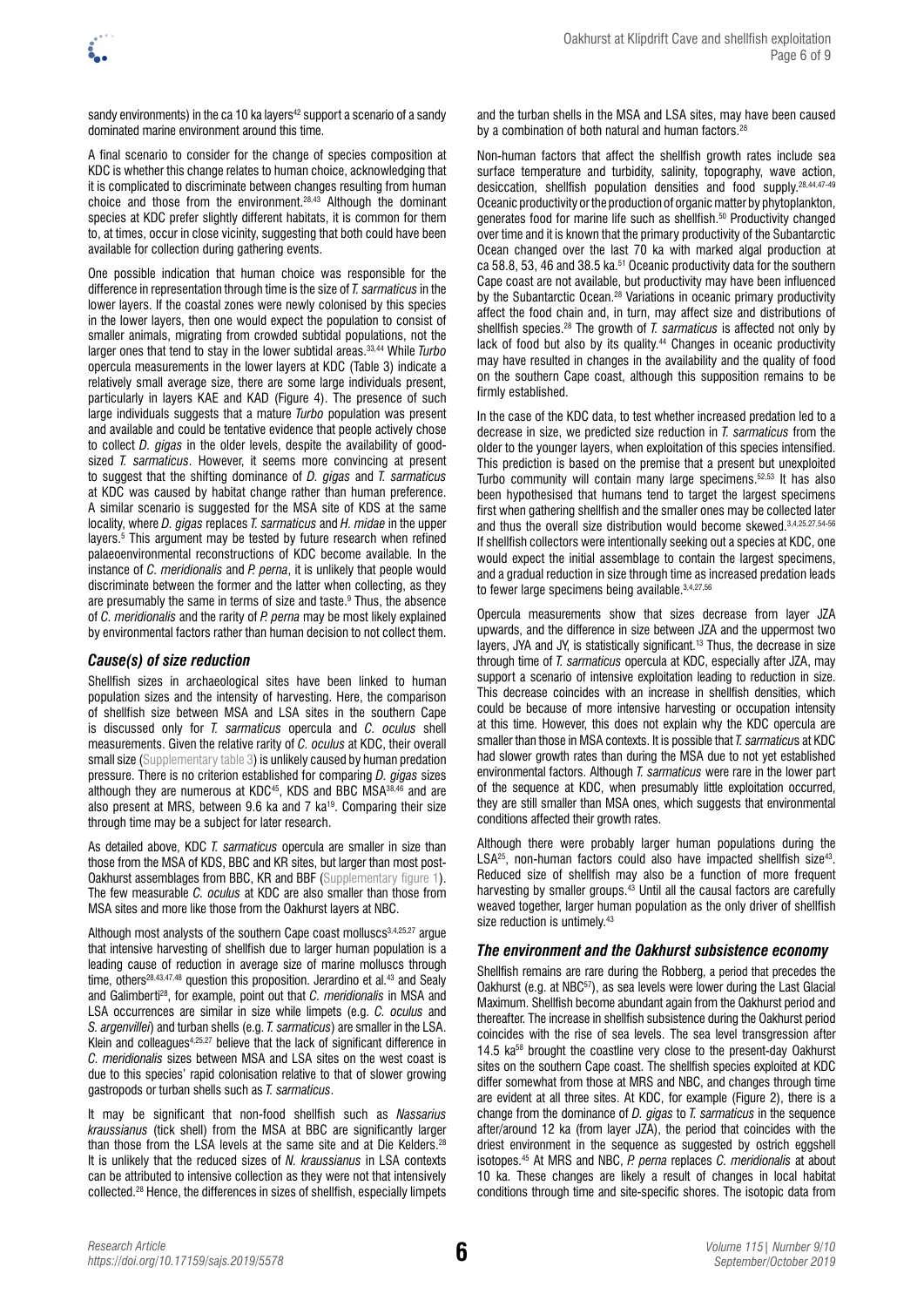sandy environments) in the ca 10 ka layers[42] support a scenario of a sandy dominated marine environment around this time.

A final scenario to consider for the change of species composition at KDC is whether this change relates to human choice, acknowledging that it is complicated to discriminate between changes resulting from human choice and those from the environment.[28,43] Although the dominant species at KDC prefer slightly different habitats, it is common for them to, at times, occur in close vicinity, suggesting that both could have been available for collection during gathering events.

One possible indication that human choice was responsible for the difference in representation through time is the size of *T. sarmaticus* in the lower layers. If the coastal zones were newly colonised by this species in the lower layers, then one would expect the population to consist of smaller animals, migrating from crowded subtidal populations, not the larger ones that tend to stay in the lower subtidal areas.[33,44] While *Turbo* opercula measurements in the lower layers at KDC (Table 3) indicate a relatively small average size, there are some large individuals present, particularly in layers KAE and KAD (Figure 4). The presence of such large individuals suggests that a mature *Turbo* population was present and available and could be tentative evidence that people actively chose to collect *D. gigas* in the older levels, despite the availability of good-sized *T. sarmaticus*. However, it seems more convincing at present to suggest that the shifting dominance of *D. gigas* and *T. sarmaticus* at KDC was caused by habitat change rather than human preference. A similar scenario is suggested for the MSA site of KDS at the same locality, where *D. gigas* replaces *T. sarmaticus* and *H. midae* in the upper layers.[5] This argument may be tested by future research when refined palaeoenvironmental reconstructions of KDC become available. In the instance of *C. meridionalis* and *P. perna*, it is unlikely that people would discriminate between the former and the latter when collecting, as they are presumably the same in terms of size and taste.[9] Thus, the absence of *C. meridionalis* and the rarity of *P. perna* may be most likely explained by environmental factors rather than human decision to not collect them.

### Cause(s) of size reduction

Shellfish sizes in archaeological sites have been linked to human population sizes and the intensity of harvesting. Here, the comparison of shellfish size between MSA and LSA sites in the southern Cape is discussed only for *T. sarmaticus* opercula and *C. oculus* shell measurements. Given the relative rarity of *C. oculus* at KDC, their overall small size (Supplementary table 3) is unlikely caused by human predation pressure. There is no criterion established for comparing *D. gigas* sizes although they are numerous at KDC[45], KDS and BBC MSA[38,46] and are also present at MRS, between 9.6 ka and 7 ka[19]. Comparing their size through time may be a subject for later research.

As detailed above, KDC *T. sarmaticus* opercula are smaller in size than those from the MSA of KDS, BBC and KR sites, but larger than most post-Oakhurst assemblages from BBC, KR and BBF (Supplementary figure 1). The few measurable *C. oculus* at KDC are also smaller than those from MSA sites and more like those from the Oakhurst layers at NBC.

Although most analysts of the southern Cape coast molluscs[3,4,25,27] argue that intensive harvesting of shellfish due to larger human population is a leading cause of reduction in average size of marine molluscs through time, others[28,43,47,48] question this proposition. Jerardino et al.[43] and Sealy and Galimberti[28], for example, point out that *C. meridionalis* in MSA and LSA occurrences are similar in size while limpets (e.g. *C. oculus* and *S. argenvillei*) and turban shells (e.g. *T. sarmaticus*) are smaller in the LSA. Klein and colleagues[4,25,27] believe that the lack of significant difference in *C. meridionalis* sizes between MSA and LSA sites on the west coast is due to this species' rapid colonisation relative to that of slower growing gastropods or turban shells such as *T. sarmaticus*.

It may be significant that non-food shellfish such as *Nassarius kraussianus* (tick shell) from the MSA at BBC are significantly larger than those from the LSA levels at the same site and at Die Kelders.[28] It is unlikely that the reduced sizes of *N. kraussianus* in LSA contexts can be attributed to intensive collection as they were not that intensively collected.[28] Hence, the differences in sizes of shellfish, especially limpets and the turban shells in the MSA and LSA sites, may have been caused by a combination of both natural and human factors.[28]

Non-human factors that affect the shellfish growth rates include sea surface temperature and turbidity, salinity, topography, wave action, desiccation, shellfish population densities and food supply.[28,44,47-49] Oceanic productivity or the production of organic matter by phytoplankton, generates food for marine life such as shellfish.[50] Productivity changed over time and it is known that the primary productivity of the Subantarctic Ocean changed over the last 70 ka with marked algal production at ca 58.8, 53, 46 and 38.5 ka.[51] Oceanic productivity data for the southern Cape coast are not available, but productivity may have been influenced by the Subantarctic Ocean.[28] Variations in oceanic primary productivity affect the food chain and, in turn, may affect size and distributions of shellfish species.[28] The growth of *T. sarmaticus* is affected not only by lack of food but also by its quality.[44] Changes in oceanic productivity may have resulted in changes in the availability and the quality of food on the southern Cape coast, although this supposition remains to be firmly established.

In the case of the KDC data, to test whether increased predation led to a decrease in size, we predicted size reduction in *T. sarmaticus* from the older to the younger layers, when exploitation of this species intensified. This prediction is based on the premise that a present but unexploited Turbo community will contain many large specimens.[52,53] It has also been hypothesised that humans tend to target the largest specimens first when gathering shellfish and the smaller ones may be collected later and thus the overall size distribution would become skewed.[3,4,25,27,54-56] If shellfish collectors were intentionally seeking out a species at KDC, one would expect the initial assemblage to contain the largest specimens, and a gradual reduction in size through time as increased predation leads to fewer large specimens being available.[3,4,27,56]

Opercula measurements show that sizes decrease from layer JZA upwards, and the difference in size between JZA and the uppermost two layers, JYA and JY, is statistically significant.[13] Thus, the decrease in size through time of *T. sarmaticus* opercula at KDC, especially after JZA, may support a scenario of intensive exploitation leading to reduction in size. This decrease coincides with an increase in shellfish densities, which could be because of more intensive harvesting or occupation intensity at this time. However, this does not explain why the KDC opercula are smaller than those in MSA contexts. It is possible that *T. sarmaticus* at KDC had slower growth rates than during the MSA due to not yet established environmental factors. Although *T. sarmaticus* were rare in the lower part of the sequence at KDC, when presumably little exploitation occurred, they are still smaller than MSA ones, which suggests that environmental conditions affected their growth rates.

Although there were probably larger human populations during the LSA[25], non-human factors could also have impacted shellfish size[43]. Reduced size of shellfish may also be a function of more frequent harvesting by smaller groups.[43] Until all the causal factors are carefully weaved together, larger human population as the only driver of shellfish size reduction is untimely.[43]

### The environment and the Oakhurst subsistence economy

Shellfish remains are rare during the Robberg, a period that precedes the Oakhurst (e.g. at NBC[57]), as sea levels were lower during the Last Glacial Maximum. Shellfish become abundant again from the Oakhurst period and thereafter. The increase in shellfish subsistence during the Oakhurst period coincides with the rise of sea levels. The sea level transgression after 14.5 ka[58] brought the coastline very close to the present-day Oakhurst sites on the southern Cape coast. The shellfish species exploited at KDC differ somewhat from those at MRS and NBC, and changes through time are evident at all three sites. At KDC, for example (Figure 2), there is a change from the dominance of *D. gigas* to *T. sarmaticus* in the sequence after/around 12 ka (from layer JZA), the period that coincides with the driest environment in the sequence as suggested by ostrich eggshell isotopes.[45] At MRS and NBC, *P. perna* replaces *C. meridionalis* at about 10 ka. These changes are likely a result of changes in local habitat conditions through time and site-specific shores. The isotopic data from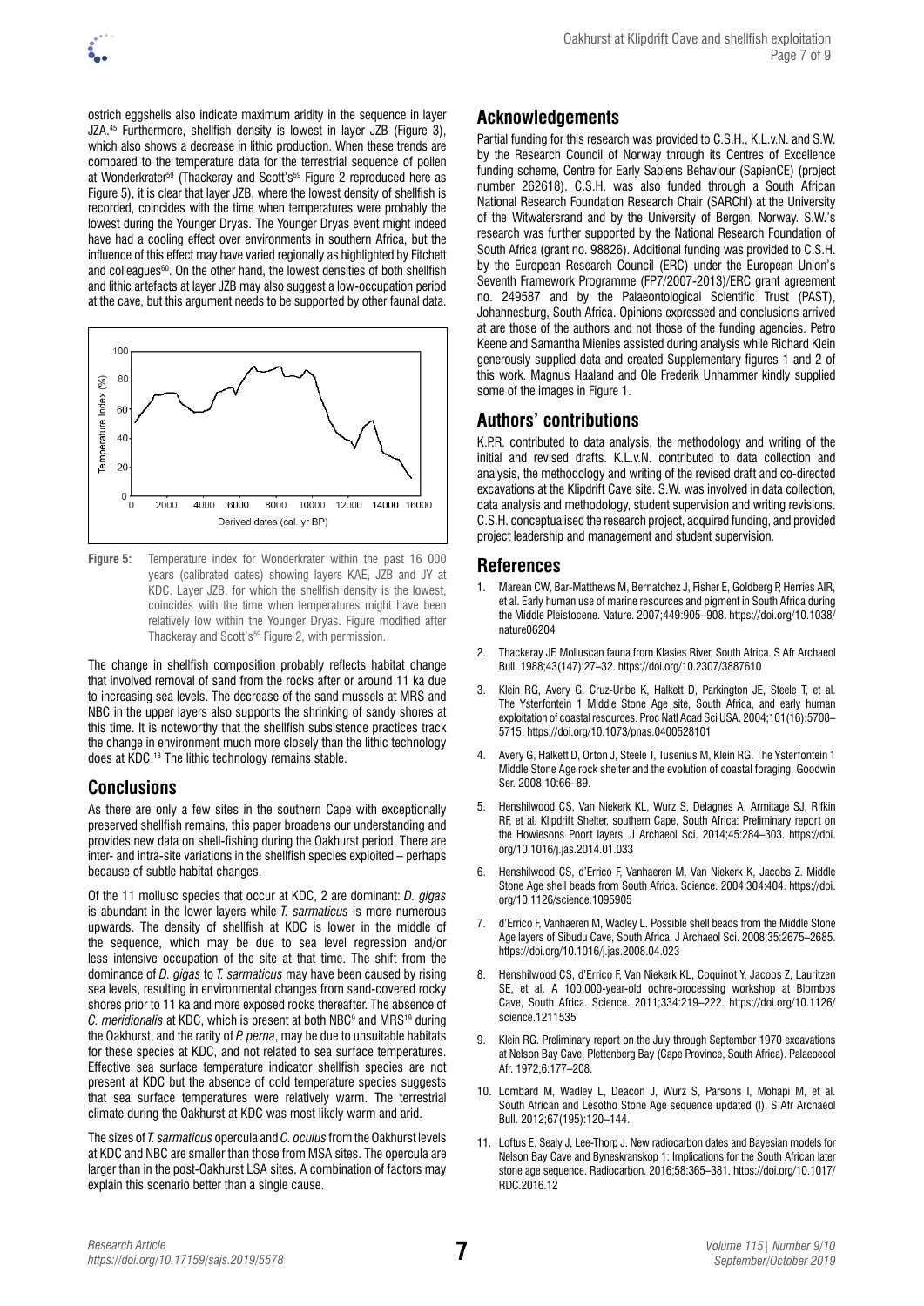ostrich eggshells also indicate maximum aridity in the sequence in layer JZA.[45] Furthermore, shellfish density is lowest in layer JZB (Figure 3), which also shows a decrease in lithic production. When these trends are compared to the temperature data for the terrestrial sequence of pollen at Wonderkrater[59] (Thackeray and Scott's[59] Figure 2 reproduced here as Figure 5), it is clear that layer JZB, where the lowest density of shellfish is recorded, coincides with the time when temperatures were probably the lowest during the Younger Dryas. The Younger Dryas event might indeed have had a cooling effect over environments in southern Africa, but the influence of this effect may have varied regionally as highlighted by Fitchett and colleagues[60]. On the other hand, the lowest densities of both shellfish and lithic artefacts at layer JZB may also suggest a low-occupation period at the cave, but this argument needs to be supported by other faunal data.

Temperature Index (%)
100
80
60
40
20
0
0 2000 4000 6000 8000 10000 12000 14000 16000
Derived dates (cal. yr BP)

**Figure 5:** Temperature index for Wonderkrater within the past 16 000 years (calibrated dates) showing layers KAE, JZB and JY at KDC. Layer JZB, for which the shellfish density is the lowest, coincides with the time when temperatures might have been relatively low within the Younger Dryas. Figure modified after Thackeray and Scott's[59] Figure 2, with permission.

The change in shellfish composition probably reflects habitat change that involved removal of sand from the rocks after or around 11 ka due to increasing sea levels. The decrease of the sand mussels at MRS and NBC in the upper layers also supports the shrinking of sandy shores at this time. It is noteworthy that the shellfish subsistence practices track the change in environment much more closely than the lithic technology does at KDC.[13] The lithic technology remains stable.

## Conclusions

As there are only a few sites in the southern Cape with exceptionally preserved shellfish remains, this paper broadens our understanding and provides new data on shell-fishing during the Oakhurst period. There are inter- and intra-site variations in the shellfish species exploited – perhaps because of subtle habitat changes.

Of the 11 mollusc species that occur at KDC, 2 are dominant: *D. gigas* is abundant in the lower layers while *T. sarmaticus* is more numerous upwards. The density of shellfish at KDC is lower in the middle of the sequence, which may be due to sea level regression and/or less intensive occupation of the site at that time. The shift from the dominance of *D. gigas* to *T. sarmaticus* may have been caused by rising sea levels, resulting in environmental changes from sand-covered rocky shores prior to 11 ka and more exposed rocks thereafter. The absence of *C. meridionalis* at KDC, which is present at both NBC[9] and MRS[19] during the Oakhurst, and the rarity of *P. perna*, may be due to unsuitable habitats for these species at KDC, and not related to sea surface temperatures. Effective sea surface temperature indicator shellfish species are not present at KDC but the absence of cold temperature species suggests that sea surface temperatures were relatively warm. The terrestrial climate during the Oakhurst at KDC was most likely warm and arid.

The sizes of *T. sarmaticus* opercula and *C. oculus* from the Oakhurst levels at KDC and NBC are smaller than those from MSA sites. The opercula are larger than in the post-Oakhurst LSA sites. A combination of factors may explain this scenario better than a single cause.

## Acknowledgements

Partial funding for this research was provided to C.S.H., K.L.v.N. and S.W. by the Research Council of Norway through its Centres of Excellence funding scheme, Centre for Early Sapiens Behaviour (SapienCE) (project number 262618). C.S.H. was also funded through a South African National Research Foundation Research Chair (SARChI) at the University of the Witwatersrand and by the University of Bergen, Norway. S.W.'s research was further supported by the National Research Foundation of South Africa (grant no. 98826). Additional funding was provided to C.S.H. by the European Research Council (ERC) under the European Union's Seventh Framework Programme (FP7/2007-2013)/ERC grant agreement no. 249587 and by the Palaeontological Scientific Trust (PAST), Johannesburg, South Africa. Opinions expressed and conclusions arrived at are those of the authors and not those of the funding agencies. Petro Keene and Samantha Mienies assisted during analysis while Richard Klein generously supplied data and created Supplementary figures 1 and 2 of this work. Magnus Haaland and Ole Frederik Unhammer kindly supplied some of the images in Figure 1.

## Authors' contributions

K.P.R. contributed to data analysis, the methodology and writing of the initial and revised drafts. K.L.v.N. contributed to data collection and analysis, the methodology and writing of the revised draft and co-directed excavations at the Klipdrift Cave site. S.W. was involved in data collection, data analysis and methodology, student supervision and writing revisions. C.S.H. conceptualised the research project, acquired funding, and provided project leadership and management and student supervision.

## References

1. Marean CW, Bar-Matthews M, Bernatchez J, Fisher E, Goldberg P, Herries AIR, et al. Early human use of marine resources and pigment in South Africa during the Middle Pleistocene. Nature. 2007;449:905–908. https://doi.org/10.1038/nature06204
2. Thackeray JF. Molluscan fauna from Klasies River, South Africa. S Afr Archaeol Bull. 1988;43(147):27–32. https://doi.org/10.2307/3887610
3. Klein RG, Avery G, Cruz-Uribe K, Halkett D, Parkington JE, Steele T, et al. The Ysterfontein 1 Middle Stone Age site, South Africa, and early human exploitation of coastal resources. Proc Natl Acad Sci USA. 2004;101(16):5708–5715. https://doi.org/10.1073/pnas.0400528101
4. Avery G, Halkett D, Orton J, Steele T, Tusenius M, Klein RG. The Ysterfontein 1 Middle Stone Age rock shelter and the evolution of coastal foraging. Goodwin Ser. 2008;10:66–89.
5. Henshilwood CS, Van Niekerk KL, Wurz S, Delagnes A, Armitage SJ, Rifkin RF, et al. Klipdrift Shelter, southern Cape, South Africa: Preliminary report on the Howiesons Poort layers. J Archaeol Sci. 2014;45:284–303. https://doi.org/10.1016/j.jas.2014.01.033
6. Henshilwood CS, d'Errico F, Vanhaeren M, Van Niekerk K, Jacobs Z. Middle Stone Age shell beads from South Africa. Science. 2004;304:404. https://doi.org/10.1126/science.1095905
7. d'Errico F, Vanhaeren M, Wadley L. Possible shell beads from the Middle Stone Age layers of Sibudu Cave, South Africa. J Archaeol Sci. 2008;35:2675–2685. https://doi.org/10.1016/j.jas.2008.04.023
8. Henshilwood CS, d'Errico F, Van Niekerk KL, Coquinot Y, Jacobs Z, Lauritzen SE, et al. A 100,000-year-old ochre-processing workshop at Blombos Cave, South Africa. Science. 2011;334:219–222. https://doi.org/10.1126/science.1211535
9. Klein RG. Preliminary report on the July through September 1970 excavations at Nelson Bay Cave, Plettenberg Bay (Cape Province, South Africa). Palaeoecol Afr. 1972;6:177–208.
10. Lombard M, Wadley L, Deacon J, Wurz S, Parsons I, Mohapi M, et al. South African and Lesotho Stone Age sequence updated (I). S Afr Archaeol Bull. 2012;67(195):120–144.
11. Loftus E, Sealy J, Lee-Thorp J. New radiocarbon dates and Bayesian models for Nelson Bay Cave and Byneskranskop 1: Implications for the South African later stone age sequence. Radiocarbon. 2016;58:365–381. https://doi.org/10.1017/RDC.2016.12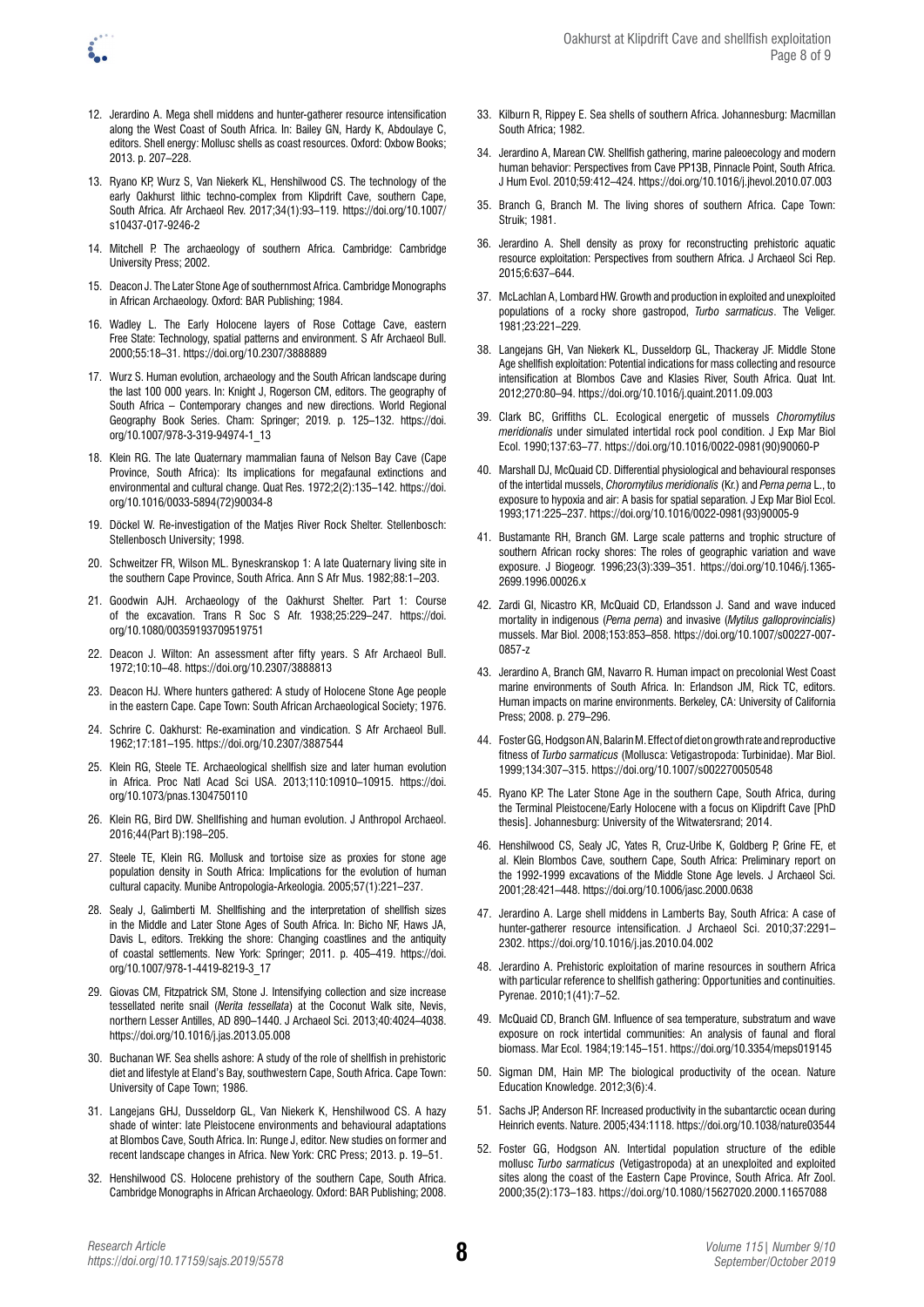12. Jerardino A. Mega shell middens and hunter-gatherer resource intensification along the West Coast of South Africa. In: Bailey GN, Hardy K, Abdoulaye C, editors. Shell energy: Mollusc shells as coast resources. Oxford: Oxbow Books; 2013. p. 207–228.

13. Ryano KP, Wurz S, Van Niekerk KL, Henshilwood CS. The technology of the early Oakhurst lithic techno-complex from Klipdrift Cave, southern Cape, South Africa. Afr Archaeol Rev. 2017;34(1):93–119. https://doi.org/10.1007/s10437-017-9246-2

14. Mitchell P. The archaeology of southern Africa. Cambridge: Cambridge University Press; 2002.

15. Deacon J. The Later Stone Age of southernmost Africa. Cambridge Monographs in African Archaeology. Oxford: BAR Publishing; 1984.

16. Wadley L. The Early Holocene layers of Rose Cottage Cave, eastern Free State: Technology, spatial patterns and environment. S Afr Archaeol Bull. 2000;55:18–31. https://doi.org/10.2307/3888889

17. Wurz S. Human evolution, archaeology and the South African landscape during the last 100 000 years. In: Knight J, Rogerson CM, editors. The geography of South Africa – Contemporary changes and new directions. World Regional Geography Book Series. Cham: Springer; 2019. p. 125–132. https://doi.org/10.1007/978-3-319-94974-1_13

18. Klein RG. The late Quaternary mammalian fauna of Nelson Bay Cave (Cape Province, South Africa): Its implications for megafaunal extinctions and environmental and cultural change. Quat Res. 1972;2(2):135–142. https://doi.org/10.1016/0033-5894(72)90034-8

19. Döckel W. Re-investigation of the Matjes River Rock Shelter. Stellenbosch: Stellenbosch University; 1998.

20. Schweitzer FR, Wilson ML. Byneskranskop 1: A late Quaternary living site in the southern Cape Province, South Africa. Ann S Afr Mus. 1982;88:1–203.

21. Goodwin AJH. Archaeology of the Oakhurst Shelter. Part 1: Course of the excavation. Trans R Soc S Afr. 1938;25:229–247. https://doi.org/10.1080/00359193709519751

22. Deacon J. Wilton: An assessment after fifty years. S Afr Archaeol Bull. 1972;10:10–48. https://doi.org/10.2307/3888813

23. Deacon HJ. Where hunters gathered: A study of Holocene Stone Age people in the eastern Cape. Cape Town: South African Archaeological Society; 1976.

24. Schrire C. Oakhurst: Re-examination and vindication. S Afr Archaeol Bull. 1962;17:181–195. https://doi.org/10.2307/3887544

25. Klein RG, Steele TE. Archaeological shellfish size and later human evolution in Africa. Proc Natl Acad Sci USA. 2013;110:10910–10915. https://doi.org/10.1073/pnas.1304750110

26. Klein RG, Bird DW. Shellfishing and human evolution. J Anthropol Archaeol. 2016;44(Part B):198–205.

27. Steele TE, Klein RG. Mollusk and tortoise size as proxies for stone age population density in South Africa: Implications for the evolution of human cultural capacity. Munibe Antropologia-Arkeologia. 2005;57(1):221–237.

28. Sealy J, Galimberti M. Shellfishing and the interpretation of shellfish sizes in the Middle and Later Stone Ages of South Africa. In: Bicho NF, Haws JA, Davis L, editors. Trekking the shore: Changing coastlines and the antiquity of coastal settlements. New York: Springer; 2011. p. 405–419. https://doi.org/10.1007/978-1-4419-8219-3_17

29. Giovas CM, Fitzpatrick SM, Stone J. Intensifying collection and size increase tessellated nerite snail (*Nerita tessellata*) at the Coconut Walk site, Nevis, northern Lesser Antilles, AD 890–1440. J Archaeol Sci. 2013;40:4024–4038. https://doi.org/10.1016/j.jas.2013.05.008

30. Buchanan WF. Sea shells ashore: A study of the role of shellfish in prehistoric diet and lifestyle at Eland's Bay, southwestern Cape, South Africa. Cape Town: University of Cape Town; 1986.

31. Langejans GHJ, Dusseldorp GL, Van Niekerk K, Henshilwood CS. A hazy shade of winter: late Pleistocene environments and behavioural adaptations at Blombos Cave, South Africa. In: Runge J, editor. New studies on former and recent landscape changes in Africa. New York: CRC Press; 2013. p. 19–51.

32. Henshilwood CS. Holocene prehistory of the southern Cape, South Africa. Cambridge Monographs in African Archaeology. Oxford: BAR Publishing; 2008.

33. Kilburn R, Rippey E. Sea shells of southern Africa. Johannesburg: Macmillan South Africa; 1982.

34. Jerardino A, Marean CW. Shellfish gathering, marine paleoecology and modern human behavior: Perspectives from Cave PP13B, Pinnacle Point, South Africa. J Hum Evol. 2010;59:412–424. https://doi.org/10.1016/j.jhevol.2010.07.003

35. Branch G, Branch M. The living shores of southern Africa. Cape Town: Struik; 1981.

36. Jerardino A. Shell density as proxy for reconstructing prehistoric aquatic resource exploitation: Perspectives from southern Africa. J Archaeol Sci Rep. 2015;6:637–644.

37. McLachlan A, Lombard HW. Growth and production in exploited and unexploited populations of a rocky shore gastropod, *Turbo sarmaticus*. The Veliger. 1981;23:221–229.

38. Langejans GH, Van Niekerk KL, Dusseldorp GL, Thackeray JF. Middle Stone Age shellfish exploitation: Potential indications for mass collecting and resource intensification at Blombos Cave and Klasies River, South Africa. Quat Int. 2012;270:80–94. https://doi.org/10.1016/j.quaint.2011.09.003

39. Clark BC, Griffiths CL. Ecological energetic of mussels *Choromytilus meridionalis* under simulated intertidal rock pool condition. J Exp Mar Biol Ecol. 1990;137:63–77. https://doi.org/10.1016/0022-0981(90)90060-P

40. Marshall DJ, McQuaid CD. Differential physiological and behavioural responses of the intertidal mussels, *Choromytilus meridionalis* (Kr.) and *Perna perna* L., to exposure to hypoxia and air: A basis for spatial separation. J Exp Mar Biol Ecol. 1993;171:225–237. https://doi.org/10.1016/0022-0981(93)90005-9

41. Bustamante RH, Branch GM. Large scale patterns and trophic structure of southern African rocky shores: The roles of geographic variation and wave exposure. J Biogeogr. 1996;23(3):339–351. https://doi.org/10.1046/j.1365-2699.1996.00026.x

42. Zardi GI, Nicastro KR, McQuaid CD, Erlandsson J. Sand and wave induced mortality in indigenous (*Perna perna*) and invasive (*Mytilus galloprovincialis)* mussels. Mar Biol. 2008;153:853–858. https://doi.org/10.1007/s00227-007-0857-z

43. Jerardino A, Branch GM, Navarro R. Human impact on precolonial West Coast marine environments of South Africa. In: Erlandson JM, Rick TC, editors. Human impacts on marine environments. Berkeley, CA: University of California Press; 2008. p. 279–296.

44. Foster GG, Hodgson AN, Balarin M. Effect of diet on growth rate and reproductive fitness of *Turbo sarmaticus* (Mollusca: Vetigastropoda: Turbinidae). Mar Biol. 1999;134:307–315. https://doi.org/10.1007/s002270050548

45. Ryano KP. The Later Stone Age in the southern Cape, South Africa, during the Terminal Pleistocene/Early Holocene with a focus on Klipdrift Cave [PhD thesis]. Johannesburg: University of the Witwatersrand; 2014.

46. Henshilwood CS, Sealy JC, Yates R, Cruz-Uribe K, Goldberg P, Grine FE, et al. Klein Blombos Cave, southern Cape, South Africa: Preliminary report on the 1992-1999 excavations of the Middle Stone Age levels. J Archaeol Sci. 2001;28:421–448. https://doi.org/10.1006/jasc.2000.0638

47. Jerardino A. Large shell middens in Lamberts Bay, South Africa: A case of hunter-gatherer resource intensification. J Archaeol Sci. 2010;37:2291–2302. https://doi.org/10.1016/j.jas.2010.04.002

48. Jerardino A. Prehistoric exploitation of marine resources in southern Africa with particular reference to shellfish gathering: Opportunities and continuities. Pyrenae. 2010;1(41):7–52.

49. McQuaid CD, Branch GM. Influence of sea temperature, substratum and wave exposure on rock intertidal communities: An analysis of faunal and floral biomass. Mar Ecol. 1984;19:145–151. https://doi.org/10.3354/meps019145

50. Sigman DM, Hain MP. The biological productivity of the ocean. Nature Education Knowledge. 2012;3(6):4.

51. Sachs JP, Anderson RF. Increased productivity in the subantarctic ocean during Heinrich events. Nature. 2005;434:1118. https://doi.org/10.1038/nature03544

52. Foster GG, Hodgson AN. Intertidal population structure of the edible mollusc *Turbo sarmaticus* (Vetigastropoda) at an unexploited and exploited sites along the coast of the Eastern Cape Province, South Africa. Afr Zool. 2000;35(2):173–183. https://doi.org/10.1080/15627020.2000.11657088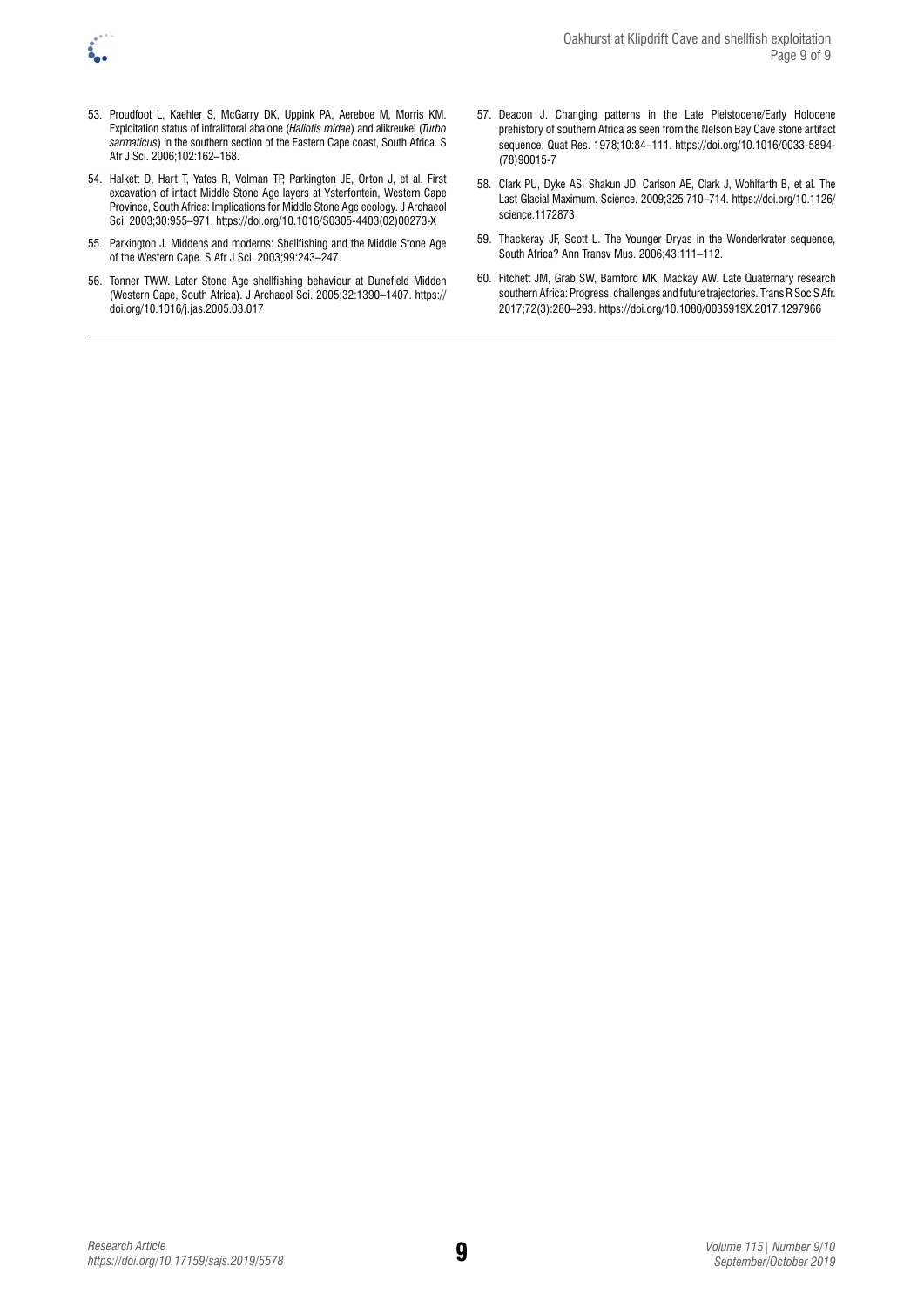53. Proudfoot L, Kaehler S, McGarry DK, Uppink PA, Aereboe M, Morris KM. Exploitation status of infralittoral abalone (*Haliotis midae*) and alikreukel (*Turbo sarmaticus*) in the southern section of the Eastern Cape coast, South Africa. S Afr J Sci. 2006;102:162–168.

54. Halkett D, Hart T, Yates R, Volman TP, Parkington JE, Orton J, et al. First excavation of intact Middle Stone Age layers at Ysterfontein, Western Cape Province, South Africa: Implications for Middle Stone Age ecology. J Archaeol Sci. 2003;30:955–971. https://doi.org/10.1016/S0305-4403(02)00273-X

55. Parkington J. Middens and moderns: Shellfishing and the Middle Stone Age of the Western Cape. S Afr J Sci. 2003;99:243–247.

56. Tonner TWW. Later Stone Age shellfishing behaviour at Dunefield Midden (Western Cape, South Africa). J Archaeol Sci. 2005;32:1390–1407. https://doi.org/10.1016/j.jas.2005.03.017

57. Deacon J. Changing patterns in the Late Pleistocene/Early Holocene prehistory of southern Africa as seen from the Nelson Bay Cave stone artifact sequence. Quat Res. 1978;10:84–111. https://doi.org/10.1016/0033-5894-(78)90015-7

58. Clark PU, Dyke AS, Shakun JD, Carlson AE, Clark J, Wohlfarth B, et al. The Last Glacial Maximum. Science. 2009;325:710–714. https://doi.org/10.1126/science.1172873

59. Thackeray JF, Scott L. The Younger Dryas in the Wonderkrater sequence, South Africa? Ann Transv Mus. 2006;43:111–112.

60. Fitchett JM, Grab SW, Bamford MK, Mackay AW. Late Quaternary research southern Africa: Progress, challenges and future trajectories. Trans R Soc S Afr. 2017;72(3):280–293. https://doi.org/10.1080/0035919X.2017.1297966